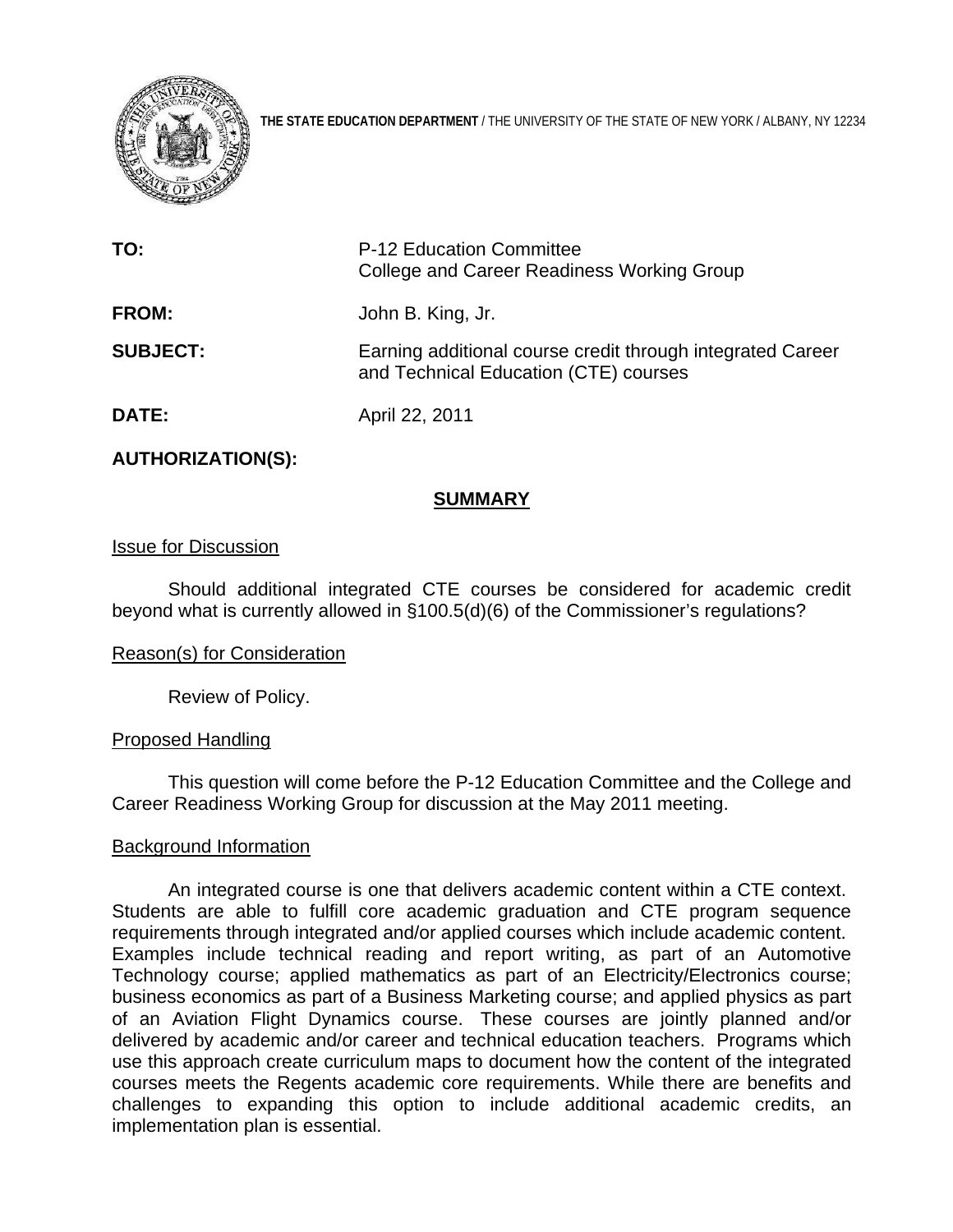**THE STATE EDUCATION DEPARTMENT** / THE UNIVERSITY OF THE STATE OF NEW YORK / ALBANY, NY 12234

| | |
|---|---|
| **TO:** | P-12 Education Committee<br>College and Career Readiness Working Group |
| **FROM:** | John B. King, Jr. |
| **SUBJECT:** | Earning additional course credit through integrated Career and Technical Education (CTE) courses |
| **DATE:** | April 22, 2011 |

**AUTHORIZATION(S):**

## SUMMARY

### Issue for Discussion

Should additional integrated CTE courses be considered for academic credit beyond what is currently allowed in §100.5(d)(6) of the Commissioner's regulations?

### Reason(s) for Consideration

Review of Policy.

### Proposed Handling

This question will come before the P-12 Education Committee and the College and Career Readiness Working Group for discussion at the May 2011 meeting.

### Background Information

An integrated course is one that delivers academic content within a CTE context. Students are able to fulfill core academic graduation and CTE program sequence requirements through integrated and/or applied courses which include academic content. Examples include technical reading and report writing, as part of an Automotive Technology course; applied mathematics as part of an Electricity/Electronics course; business economics as part of a Business Marketing course; and applied physics as part of an Aviation Flight Dynamics course. These courses are jointly planned and/or delivered by academic and/or career and technical education teachers. Programs which use this approach create curriculum maps to document how the content of the integrated courses meets the Regents academic core requirements. While there are benefits and challenges to expanding this option to include additional academic credits, an implementation plan is essential.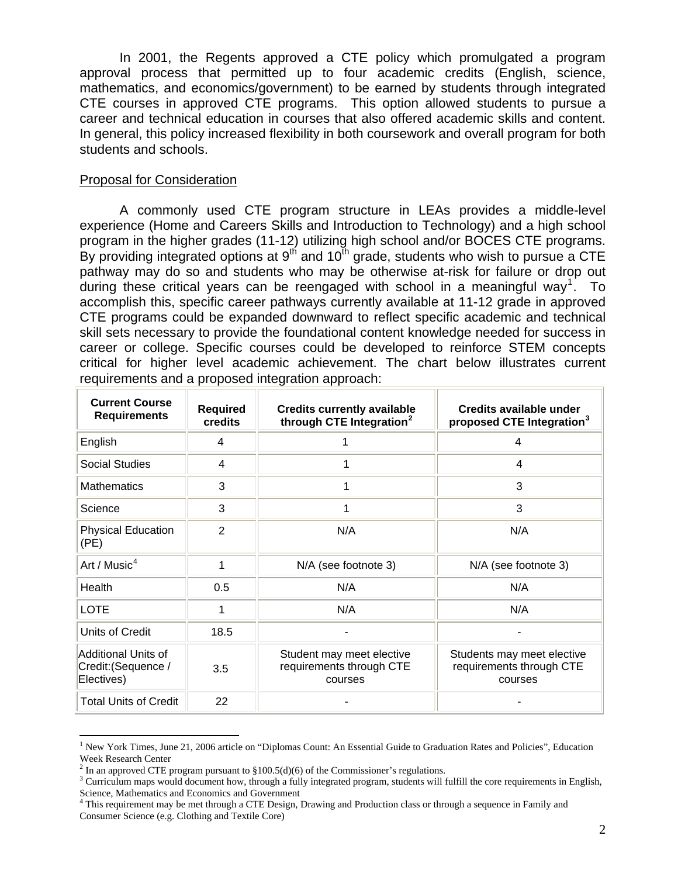In 2001, the Regents approved a CTE policy which promulgated a program approval process that permitted up to four academic credits (English, science, mathematics, and economics/government) to be earned by students through integrated CTE courses in approved CTE programs. This option allowed students to pursue a career and technical education in courses that also offered academic skills and content. In general, this policy increased flexibility in both coursework and overall program for both students and schools.

Proposal for Consideration

A commonly used CTE program structure in LEAs provides a middle-level experience (Home and Careers Skills and Introduction to Technology) and a high school program in the higher grades (11-12) utilizing high school and/or BOCES CTE programs. By providing integrated options at 9th and 10th grade, students who wish to pursue a CTE pathway may do so and students who may be otherwise at-risk for failure or drop out during these critical years can be reengaged with school in a meaningful way[1]. To accomplish this, specific career pathways currently available at 11-12 grade in approved CTE programs could be expanded downward to reflect specific academic and technical skill sets necessary to provide the foundational content knowledge needed for success in career or college. Specific courses could be developed to reinforce STEM concepts critical for higher level academic achievement. The chart below illustrates current requirements and a proposed integration approach:

| Current Course Requirements | Required credits | Credits currently available through CTE Integration[2] | Credits available under proposed CTE Integration[3] |
|---|---|---|---|
| English | 4 | 1 | 4 |
| Social Studies | 4 | 1 | 4 |
| Mathematics | 3 | 1 | 3 |
| Science | 3 | 1 | 3 |
| Physical Education (PE) | 2 | N/A | N/A |
| Art / Music[4] | 1 | N/A (see footnote 3) | N/A (see footnote 3) |
| Health | 0.5 | N/A | N/A |
| LOTE | 1 | N/A | N/A |
| Units of Credit | 18.5 | - | - |
| Additional Units of Credit:(Sequence / Electives) | 3.5 | Student may meet elective requirements through CTE courses | Students may meet elective requirements through CTE courses |
| Total Units of Credit | 22 | - | - |

[1] New York Times, June 21, 2006 article on "Diplomas Count: An Essential Guide to Graduation Rates and Policies", Education Week Research Center

[2] In an approved CTE program pursuant to §100.5(d)(6) of the Commissioner's regulations.

[3] Curriculum maps would document how, through a fully integrated program, students will fulfill the core requirements in English, Science, Mathematics and Economics and Government

[4] This requirement may be met through a CTE Design, Drawing and Production class or through a sequence in Family and Consumer Science (e.g. Clothing and Textile Core)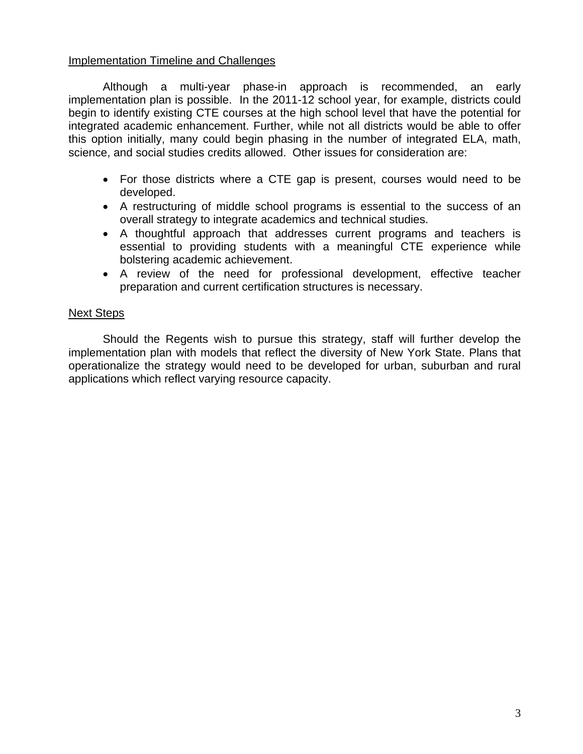## Implementation Timeline and Challenges

Although a multi-year phase-in approach is recommended, an early implementation plan is possible. In the 2011-12 school year, for example, districts could begin to identify existing CTE courses at the high school level that have the potential for integrated academic enhancement. Further, while not all districts would be able to offer this option initially, many could begin phasing in the number of integrated ELA, math, science, and social studies credits allowed. Other issues for consideration are:

- For those districts where a CTE gap is present, courses would need to be developed.
- A restructuring of middle school programs is essential to the success of an overall strategy to integrate academics and technical studies.
- A thoughtful approach that addresses current programs and teachers is essential to providing students with a meaningful CTE experience while bolstering academic achievement.
- A review of the need for professional development, effective teacher preparation and current certification structures is necessary.

## Next Steps

Should the Regents wish to pursue this strategy, staff will further develop the implementation plan with models that reflect the diversity of New York State. Plans that operationalize the strategy would need to be developed for urban, suburban and rural applications which reflect varying resource capacity.